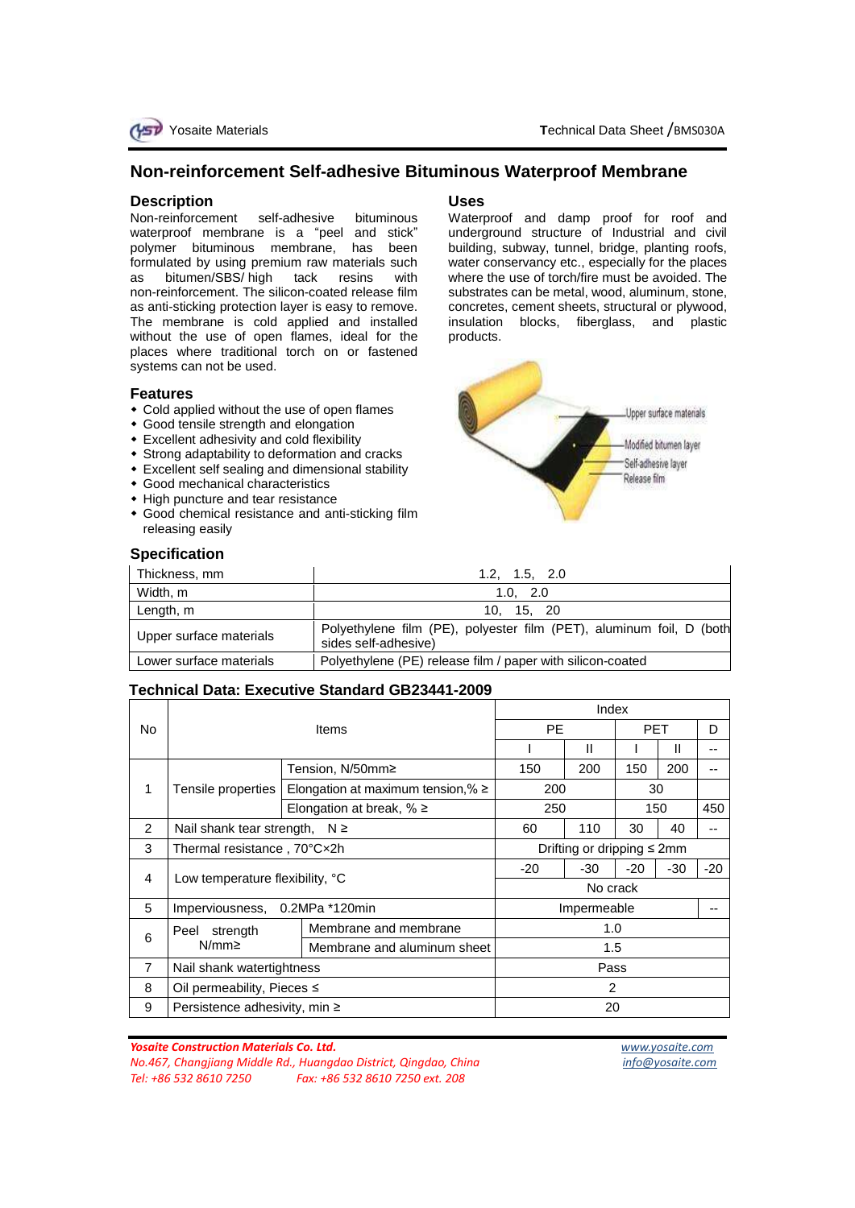# Non-reinforcement Self-adhesive Bituminous Waterproof Membrane

## Description

Non-reinforcement self-adhesive bituminous waterproof membrane is a "peel and stick" polymer bituminous membrane, has been formulated by using premium raw materials such as bitumen/SBS/ high tack resins with non-reinforcement. The silicon-coated release film as anti-sticking protection layer is easy to remove. The membrane is cold applied and installed without the use of open flames, ideal for the places where traditional torch on or fastened systems can not be used.

## Uses

Waterproof and damp proof for roof and underground structure of Industrial and civil building, subway, tunnel, bridge, planting roofs, water conservancy etc., especially for the places where the use of torch/fire must be avoided. The substrates can be metal, wood, aluminum, stone, concretes, cement sheets, structural or plywood, insulation blocks, fiberglass, and plastic products.

Upper surface materials
Modified bitumen layer
Self-adhesive layer
Release film

## Features

- Cold applied without the use of open flames
- Good tensile strength and elongation
- Excellent adhesivity and cold flexibility
- Strong adaptability to deformation and cracks
- Excellent self sealing and dimensional stability
- Good mechanical characteristics
- High puncture and tear resistance
- Good chemical resistance and anti-sticking film releasing easily

## Specification

| | |
|---|---|
| Thickness, mm | 1.2, 1.5, 2.0 |
| Width, m | 1.0, 2.0 |
| Length, m | 10, 15, 20 |
| Upper surface materials | Polyethylene film (PE), polyester film (PET), aluminum foil, D (both sides self-adhesive) |
| Lower surface materials | Polyethylene (PE) release film / paper with silicon-coated |

## Technical Data: Executive Standard GB23441-2009

| No | Items | | Index | | | | |
|---|---|---|---|---|---|---|---|
| | | | PE | | PET | | D |
| | | | I | II | I | II | -- |
| 1 | Tensile properties | Tension, N/50mm≥ | 150 | 200 | 150 | 200 | -- |
| | | Elongation at maximum tension,% ≥ | 200 | | 30 | | |
| | | Elongation at break, % ≥ | 250 | | 150 | | 450 |
| 2 | Nail shank tear strength, N ≥ | | 60 | 110 | 30 | 40 | -- |
| 3 | Thermal resistance , 70°C×2h | | Drifting or dripping ≤ 2mm | | | | |
| 4 | Low temperature flexibility, °C | | -20 | -30 | -20 | -30 | -20 |
| | | | No crack | | | | |
| 5 | Imperviousness, 0.2MPa *120min | | Impermeable | | | | -- |
| 6 | Peel strength N/mm≥ | Membrane and membrane | 1.0 | | | | |
| | | Membrane and aluminum sheet | 1.5 | | | | |
| 7 | Nail shank watertightness | | Pass | | | | |
| 8 | Oil permeability, Pieces ≤ | | 2 | | | | |
| 9 | Persistence adhesivity, min ≥ | | 20 | | | | |

***Yosaite Construction Materials Co. Ltd.***
*No.467, Changjiang Middle Rd., Huangdao District, Qingdao, China*
*Tel: +86 532 8610 7250 Fax: +86 532 8610 7250 ext. 208*

*www.yosaite.com*
*info@yosaite.com*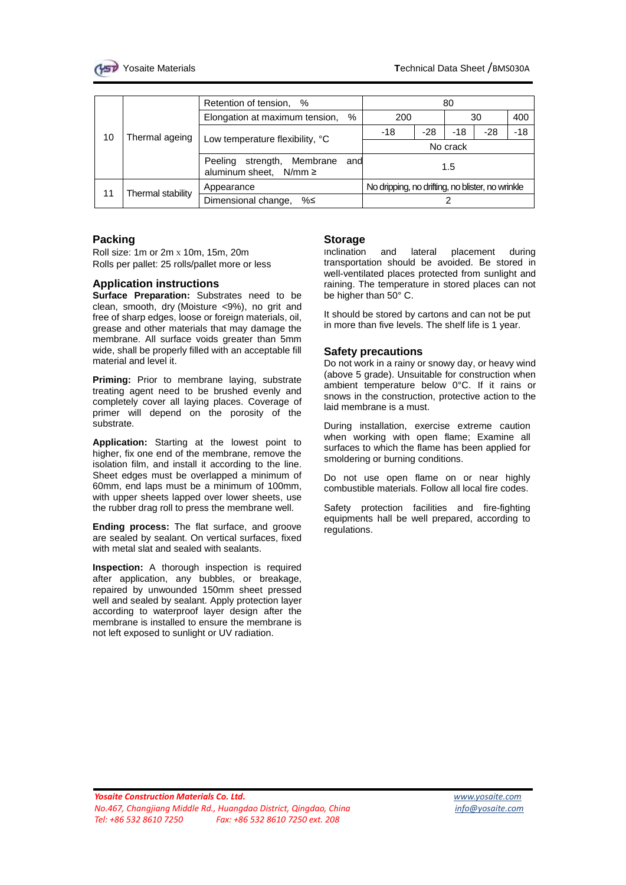| | | | | | | | |
|---|---|---|---|---|---|---|---|
| 10 | Thermal ageing | Retention of tension, % | 80 | | | | |
| | | Elongation at maximum tension, % | 200 | | 30 | | 400 |
| | | Low temperature flexibility, °C | -18 | -28 | -18 | -28 | -18 |
| | | | No crack | | | | |
| | | Peeling strength, Membrane and aluminum sheet, N/mm ≥ | 1.5 | | | | |
| 11 | Thermal stability | Appearance | No dripping, no drifting, no blister, no wrinkle | | | | |
| | | Dimensional change, %≤ | 2 | | | | |

## Packing

Roll size: 1m or 2m x 10m, 15m, 20m
Rolls per pallet: 25 rolls/pallet more or less

## Application instructions

**Surface Preparation:** Substrates need to be clean, smooth, dry (Moisture <9%), no grit and free of sharp edges, loose or foreign materials, oil, grease and other materials that may damage the membrane. All surface voids greater than 5mm wide, shall be properly filled with an acceptable fill material and level it.

**Priming:** Prior to membrane laying, substrate treating agent need to be brushed evenly and completely cover all laying places. Coverage of primer will depend on the porosity of the substrate.

**Application:** Starting at the lowest point to higher, fix one end of the membrane, remove the isolation film, and install it according to the line. Sheet edges must be overlapped a minimum of 60mm, end laps must be a minimum of 100mm, with upper sheets lapped over lower sheets, use the rubber drag roll to press the membrane well.

**Ending process:** The flat surface, and groove are sealed by sealant. On vertical surfaces, fixed with metal slat and sealed with sealants.

**Inspection:** A thorough inspection is required after application, any bubbles, or breakage, repaired by unwounded 150mm sheet pressed well and sealed by sealant. Apply protection layer according to waterproof layer design after the membrane is installed to ensure the membrane is not left exposed to sunlight or UV radiation.

## Storage

Inclination and lateral placement during transportation should be avoided. Be stored in well-ventilated places protected from sunlight and raining. The temperature in stored places can not be higher than 50° C.

It should be stored by cartons and can not be put in more than five levels. The shelf life is 1 year.

## Safety precautions

Do not work in a rainy or snowy day, or heavy wind (above 5 grade). Unsuitable for construction when ambient temperature below 0°C. If it rains or snows in the construction, protective action to the laid membrane is a must.

During installation, exercise extreme caution when working with open flame; Examine all surfaces to which the flame has been applied for smoldering or burning conditions.

Do not use open flame on or near highly combustible materials. Follow all local fire codes.

Safety protection facilities and fire-fighting equipments hall be well prepared, according to regulations.